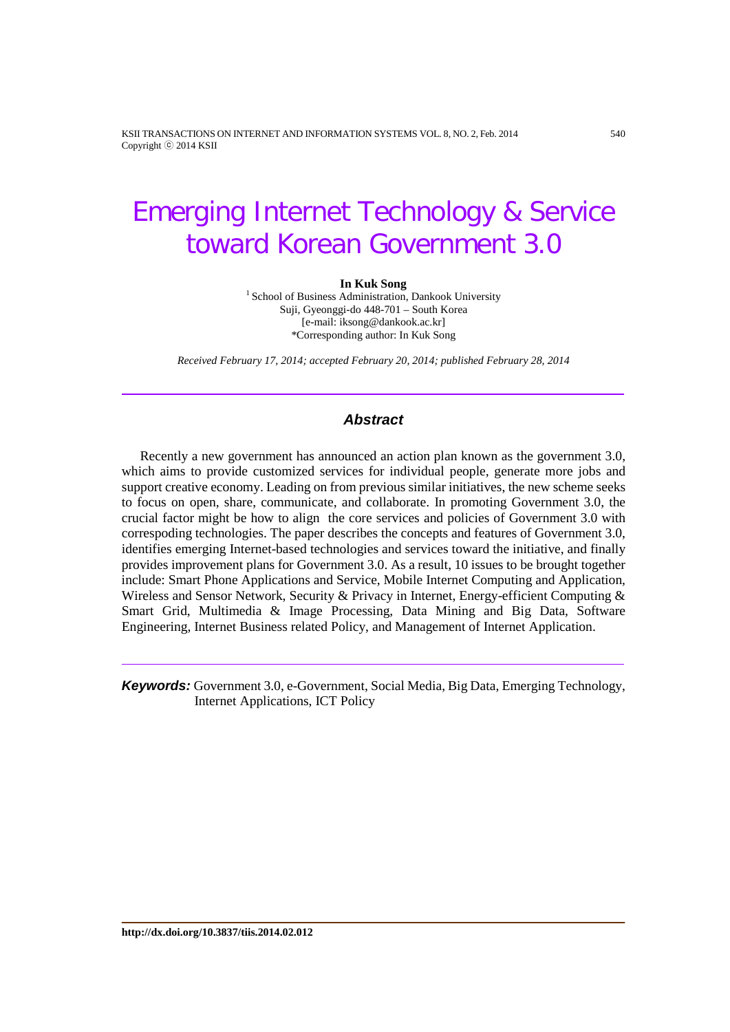# Emerging Internet Technology & Service toward Korean Government 3.0

**In Kuk Song**

[1] School of Business Administration, Dankook University
Suji, Gyeonggi-do 448-701 – South Korea
[e-mail: iksong@dankook.ac.kr]
*Corresponding author: In Kuk Song

*Received February 17, 2014; accepted February 20, 2014; published February 28, 2014*

## Abstract

Recently a new government has announced an action plan known as the government 3.0, which aims to provide customized services for individual people, generate more jobs and support creative economy. Leading on from previous similar initiatives, the new scheme seeks to focus on open, share, communicate, and collaborate. In promoting Government 3.0, the crucial factor might be how to align the core services and policies of Government 3.0 with correspoding technologies. The paper describes the concepts and features of Government 3.0, identifies emerging Internet-based technologies and services toward the initiative, and finally provides improvement plans for Government 3.0. As a result, 10 issues to be brought together include: Smart Phone Applications and Service, Mobile Internet Computing and Application, Wireless and Sensor Network, Security & Privacy in Internet, Energy-efficient Computing & Smart Grid, Multimedia & Image Processing, Data Mining and Big Data, Software Engineering, Internet Business related Policy, and Management of Internet Application.

***Keywords:*** Government 3.0, e-Government, Social Media, Big Data, Emerging Technology, Internet Applications, ICT Policy

http://dx.doi.org/10.3837/tiis.2014.02.012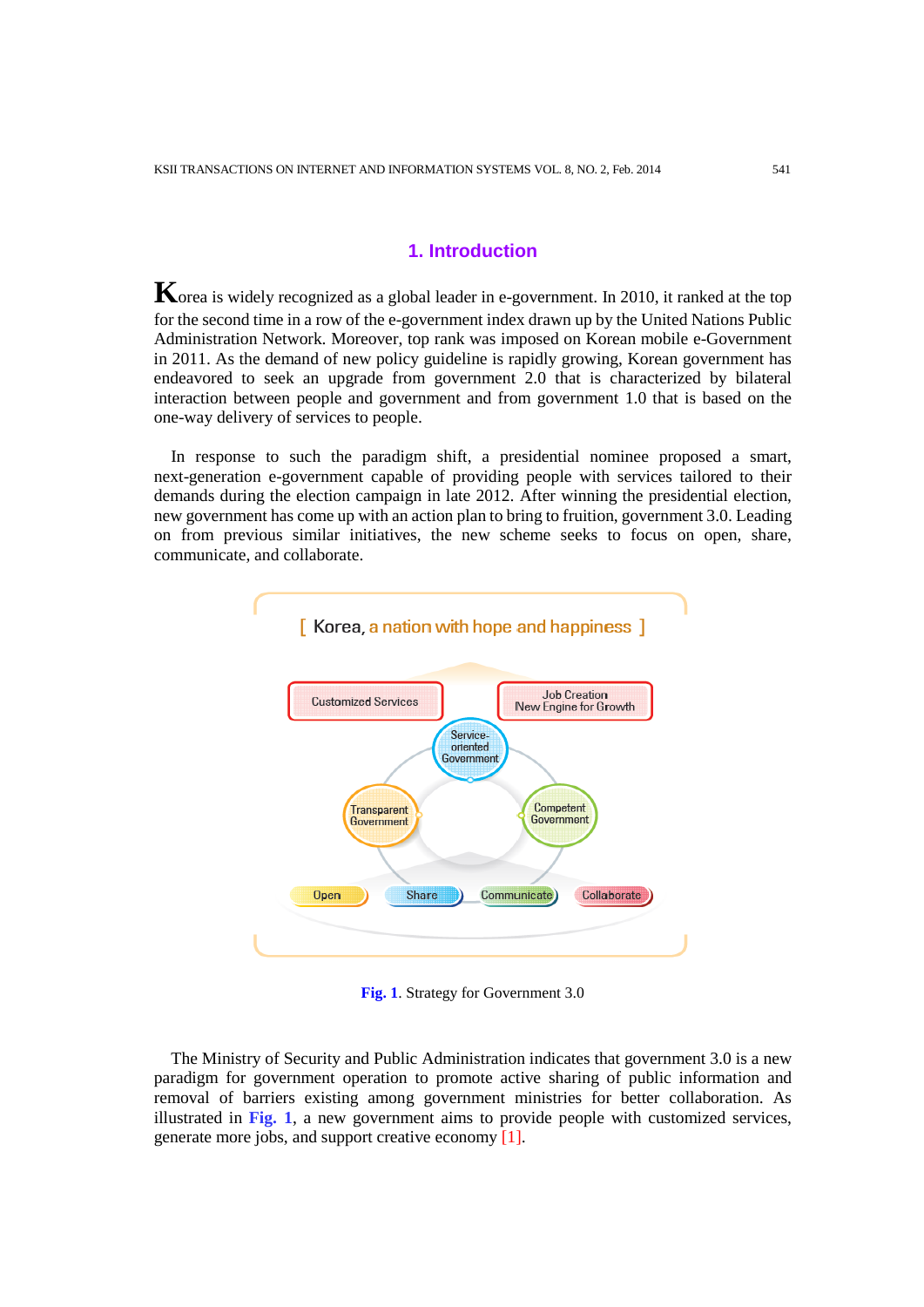## 1. Introduction

Korea is widely recognized as a global leader in e-government. In 2010, it ranked at the top for the second time in a row of the e-government index drawn up by the United Nations Public Administration Network. Moreover, top rank was imposed on Korean mobile e-Government in 2011. As the demand of new policy guideline is rapidly growing, Korean government has endeavored to seek an upgrade from government 2.0 that is characterized by bilateral interaction between people and government and from government 1.0 that is based on the one-way delivery of services to people.

In response to such the paradigm shift, a presidential nominee proposed a smart, next-generation e-government capable of providing people with services tailored to their demands during the election campaign in late 2012. After winning the presidential election, new government has come up with an action plan to bring to fruition, government 3.0. Leading on from previous similar initiatives, the new scheme seeks to focus on open, share, communicate, and collaborate.

[ Korea, a nation with hope and happiness ]

Customized Services | Job Creation New Engine for Growth

Service-oriented Government | Transparent Government | Competent Government

Open | Share | Communicate | Collaborate

**Fig. 1**. Strategy for Government 3.0

The Ministry of Security and Public Administration indicates that government 3.0 is a new paradigm for government operation to promote active sharing of public information and removal of barriers existing among government ministries for better collaboration. As illustrated in **Fig. 1**, a new government aims to provide people with customized services, generate more jobs, and support creative economy [1].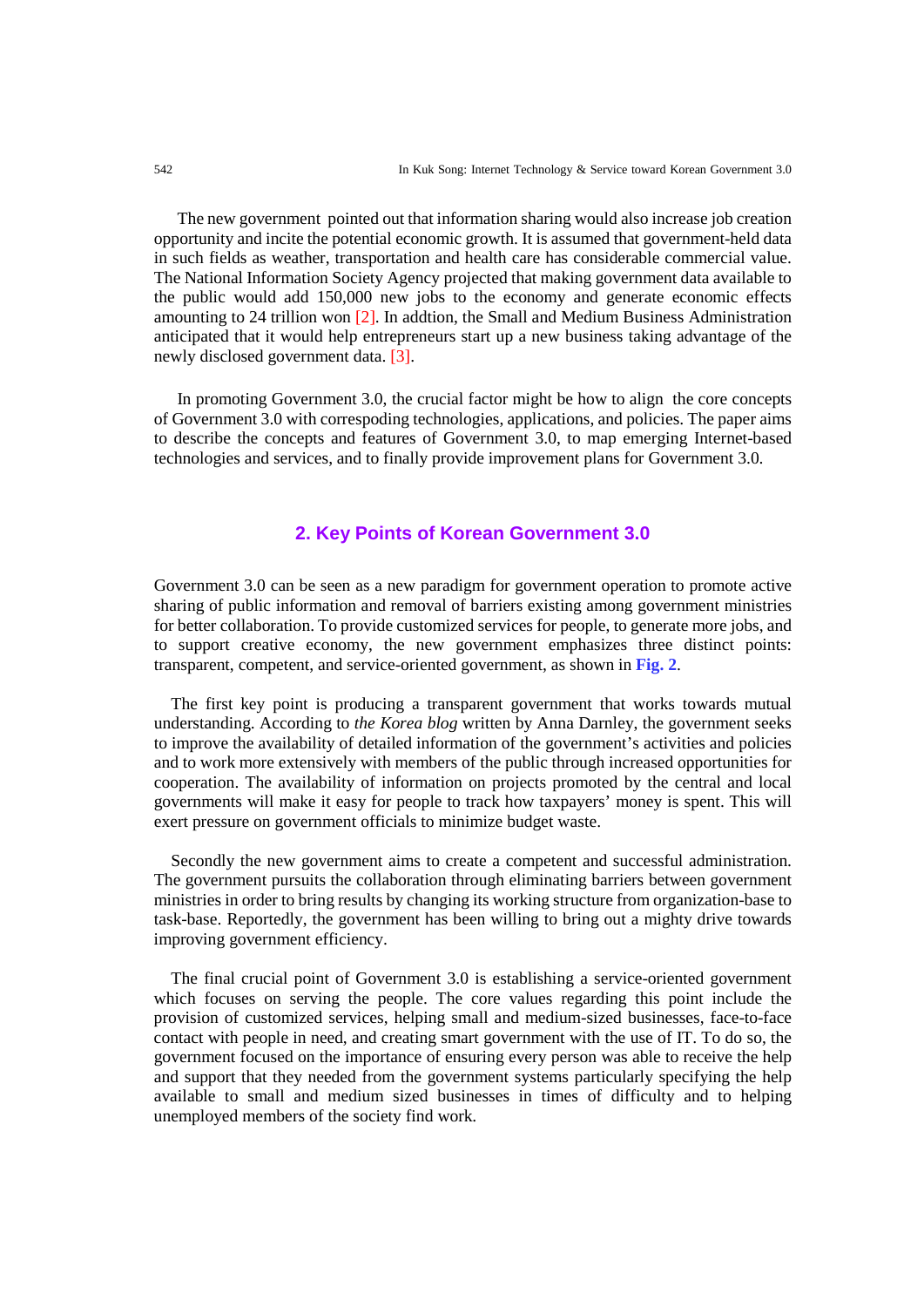The new government pointed out that information sharing would also increase job creation opportunity and incite the potential economic growth. It is assumed that government-held data in such fields as weather, transportation and health care has considerable commercial value. The National Information Society Agency projected that making government data available to the public would add 150,000 new jobs to the economy and generate economic effects amounting to 24 trillion won [2]. In addtion, the Small and Medium Business Administration anticipated that it would help entrepreneurs start up a new business taking advantage of the newly disclosed government data. [3].

In promoting Government 3.0, the crucial factor might be how to align the core concepts of Government 3.0 with correspoding technologies, applications, and policies. The paper aims to describe the concepts and features of Government 3.0, to map emerging Internet-based technologies and services, and to finally provide improvement plans for Government 3.0.

## 2. Key Points of Korean Government 3.0

Government 3.0 can be seen as a new paradigm for government operation to promote active sharing of public information and removal of barriers existing among government ministries for better collaboration. To provide customized services for people, to generate more jobs, and to support creative economy, the new government emphasizes three distinct points: transparent, competent, and service-oriented government, as shown in **Fig. 2**.

The first key point is producing a transparent government that works towards mutual understanding. According to *the Korea blog* written by Anna Darnley, the government seeks to improve the availability of detailed information of the government's activities and policies and to work more extensively with members of the public through increased opportunities for cooperation. The availability of information on projects promoted by the central and local governments will make it easy for people to track how taxpayers' money is spent. This will exert pressure on government officials to minimize budget waste.

Secondly the new government aims to create a competent and successful administration. The government pursuits the collaboration through eliminating barriers between government ministries in order to bring results by changing its working structure from organization-base to task-base. Reportedly, the government has been willing to bring out a mighty drive towards improving government efficiency.

The final crucial point of Government 3.0 is establishing a service-oriented government which focuses on serving the people. The core values regarding this point include the provision of customized services, helping small and medium-sized businesses, face-to-face contact with people in need, and creating smart government with the use of IT. To do so, the government focused on the importance of ensuring every person was able to receive the help and support that they needed from the government systems particularly specifying the help available to small and medium sized businesses in times of difficulty and to helping unemployed members of the society find work.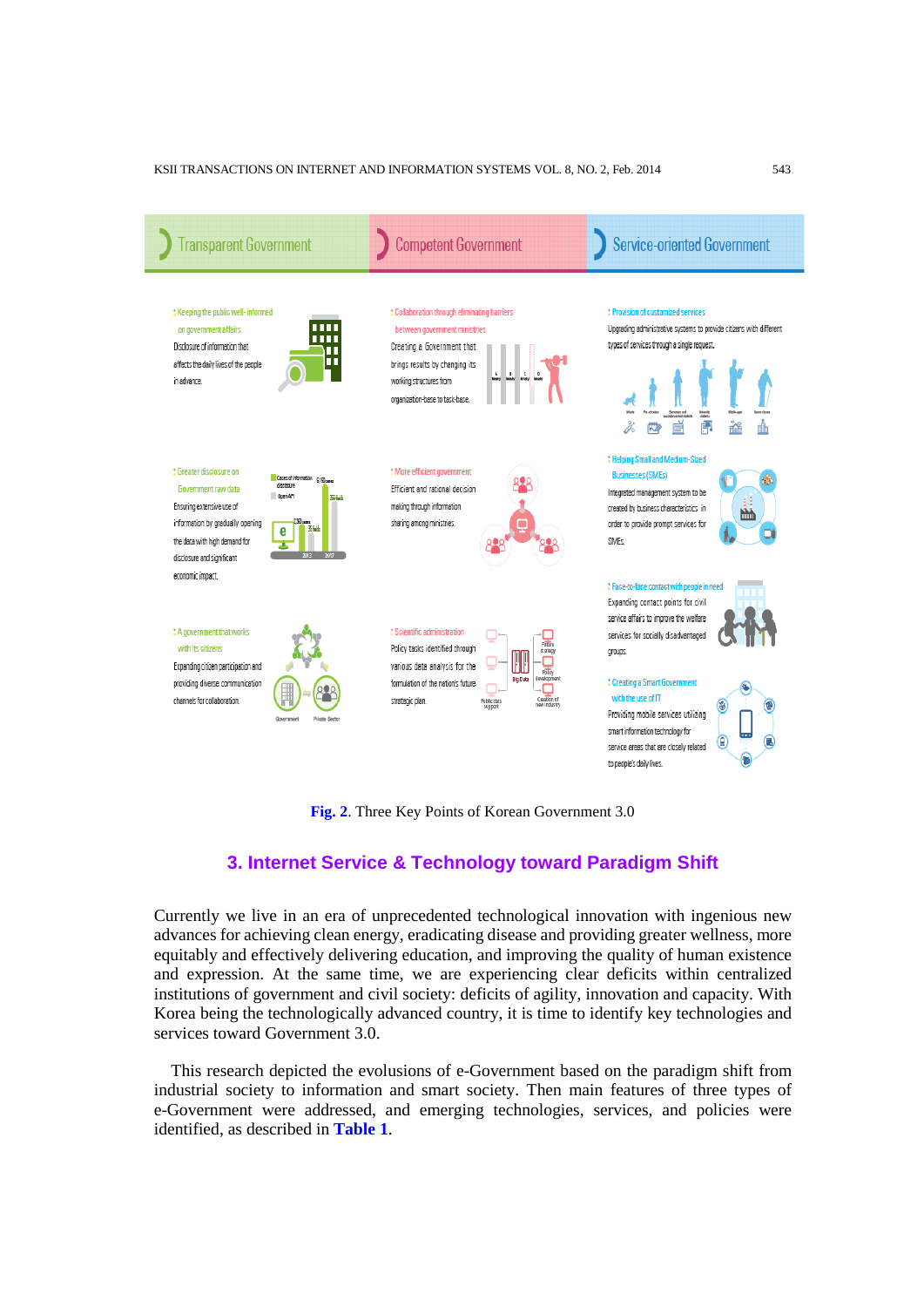Fig. 2. Three Key Points of Korean Government 3.0

## 3. Internet Service & Technology toward Paradigm Shift

Currently we live in an era of unprecedented technological innovation with ingenious new advances for achieving clean energy, eradicating disease and providing greater wellness, more equitably and effectively delivering education, and improving the quality of human existence and expression. At the same time, we are experiencing clear deficits within centralized institutions of government and civil society: deficits of agility, innovation and capacity. With Korea being the technologically advanced country, it is time to identify key technologies and services toward Government 3.0.

This research depicted the evolutions of e-Government based on the paradigm shift from industrial society to information and smart society. Then main features of three types of e-Government were addressed, and emerging technologies, services, and policies were identified, as described in **Table 1**.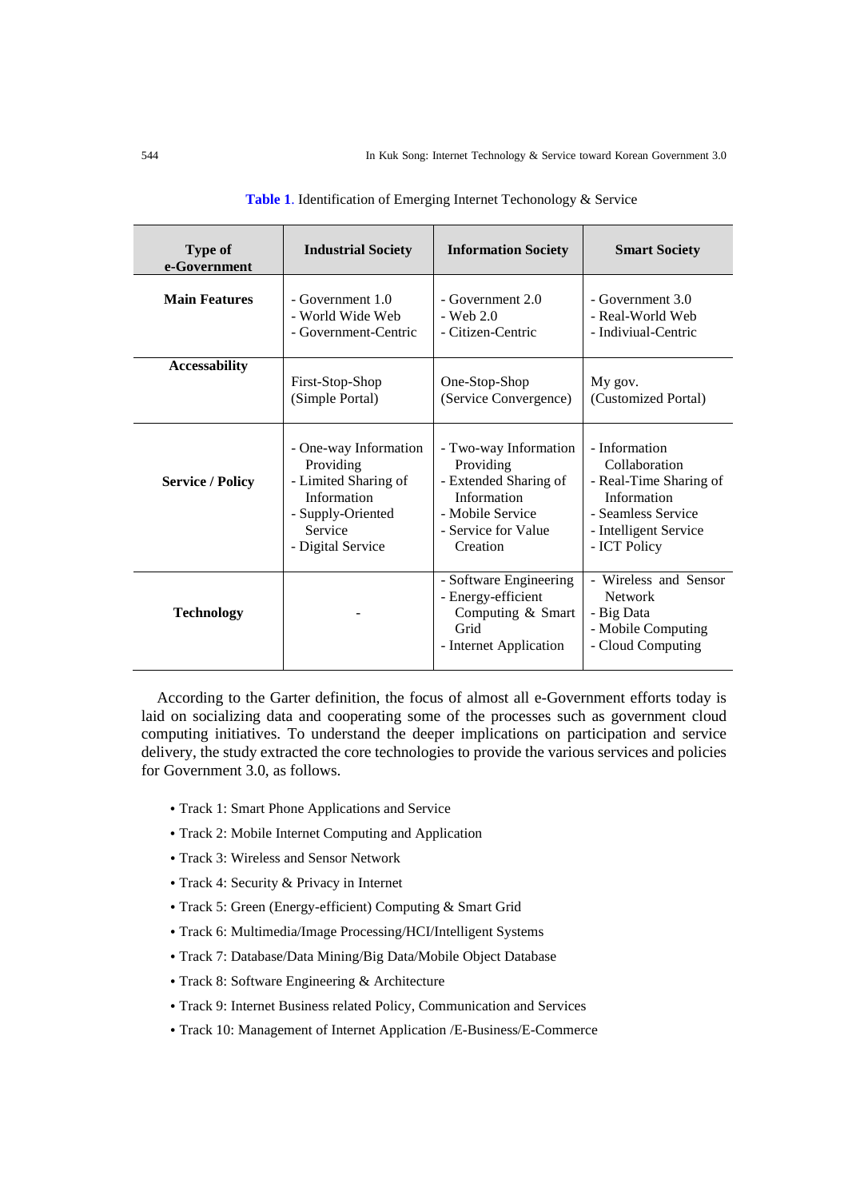**Table 1**. Identification of Emerging Internet Techonology & Service

| Type of e-Government | Industrial Society | Information Society | Smart Society |
|---|---|---|---|
| **Main Features** | - Government 1.0<br>- World Wide Web<br>- Government-Centric | - Government 2.0<br>- Web 2.0<br>- Citizen-Centric | - Government 3.0<br>- Real-World Web<br>- Indiviual-Centric |
| **Accessability** | First-Stop-Shop (Simple Portal) | One-Stop-Shop (Service Convergence) | My gov. (Customized Portal) |
| **Service / Policy** | - One-way Information Providing<br>- Limited Sharing of Information<br>- Supply-Oriented Service<br>- Digital Service | - Two-way Information Providing<br>- Extended Sharing of Information<br>- Mobile Service<br>- Service for Value Creation | - Information Collaboration<br>- Real-Time Sharing of Information<br>- Seamless Service<br>- Intelligent Service<br>- ICT Policy |
| **Technology** | - | - Software Engineering<br>- Energy-efficient Computing & Smart Grid<br>- Internet Application | - Wireless and Sensor Network<br>- Big Data<br>- Mobile Computing<br>- Cloud Computing |

According to the Garter definition, the focus of almost all e-Government efforts today is laid on socializing data and cooperating some of the processes such as government cloud computing initiatives. To understand the deeper implications on participation and service delivery, the study extracted the core technologies to provide the various services and policies for Government 3.0, as follows.

- Track 1: Smart Phone Applications and Service
- Track 2: Mobile Internet Computing and Application
- Track 3: Wireless and Sensor Network
- Track 4: Security & Privacy in Internet
- Track 5: Green (Energy-efficient) Computing & Smart Grid
- Track 6: Multimedia/Image Processing/HCI/Intelligent Systems
- Track 7: Database/Data Mining/Big Data/Mobile Object Database
- Track 8: Software Engineering & Architecture
- Track 9: Internet Business related Policy, Communication and Services
- Track 10: Management of Internet Application /E-Business/E-Commerce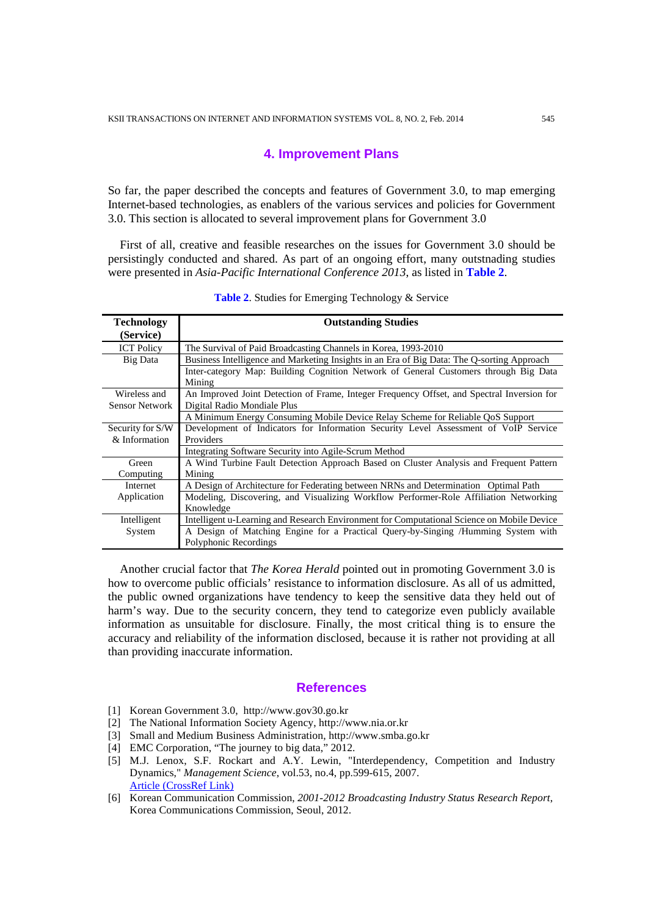## 4. Improvement Plans

So far, the paper described the concepts and features of Government 3.0, to map emerging Internet-based technologies, as enablers of the various services and policies for Government 3.0. This section is allocated to several improvement plans for Government 3.0

First of all, creative and feasible researches on the issues for Government 3.0 should be persistingly conducted and shared. As part of an ongoing effort, many outstnading studies were presented in *Asia-Pacific International Conference 2013*, as listed in **Table 2**.

**Table 2**. Studies for Emerging Technology & Service

| Technology (Service) | Outstanding Studies |
|---|---|
| ICT Policy | The Survival of Paid Broadcasting Channels in Korea, 1993-2010 |
| Big Data | Business Intelligence and Marketing Insights in an Era of Big Data: The Q-sorting Approach |
| | Inter-category Map: Building Cognition Network of General Customers through Big Data Mining |
| Wireless and Sensor Network | An Improved Joint Detection of Frame, Integer Frequency Offset, and Spectral Inversion for Digital Radio Mondiale Plus |
| | A Minimum Energy Consuming Mobile Device Relay Scheme for Reliable QoS Support |
| Security for S/W & Information | Development of Indicators for Information Security Level Assessment of VoIP Service Providers |
| | Integrating Software Security into Agile-Scrum Method |
| Green Computing | A Wind Turbine Fault Detection Approach Based on Cluster Analysis and Frequent Pattern Mining |
| Internet Application | A Design of Architecture for Federating between NRNs and Determination Optimal Path |
| | Modeling, Discovering, and Visualizing Workflow Performer-Role Affiliation Networking Knowledge |
| Intelligent System | Intelligent u-Learning and Research Environment for Computational Science on Mobile Device |
| | A Design of Matching Engine for a Practical Query-by-Singing /Humming System with Polyphonic Recordings |

Another crucial factor that *The Korea Herald* pointed out in promoting Government 3.0 is how to overcome public officials' resistance to information disclosure. As all of us admitted, the public owned organizations have tendency to keep the sensitive data they held out of harm's way. Due to the security concern, they tend to categorize even publicly available information as unsuitable for disclosure. Finally, the most critical thing is to ensure the accuracy and reliability of the information disclosed, because it is rather not providing at all than providing inaccurate information.

## References

[1] Korean Government 3.0, http://www.gov30.go.kr

[2] The National Information Society Agency, http://www.nia.or.kr

[3] Small and Medium Business Administration, http://www.smba.go.kr

[4] EMC Corporation, "The journey to big data," 2012.

[5] M.J. Lenox, S.F. Rockart and A.Y. Lewin, "Interdependency, Competition and Industry Dynamics," *Management Science*, vol.53, no.4, pp.599-615, 2007. Article (CrossRef Link)

[6] Korean Communication Commission, *2001-2012 Broadcasting Industry Status Research Report*, Korea Communications Commission, Seoul, 2012.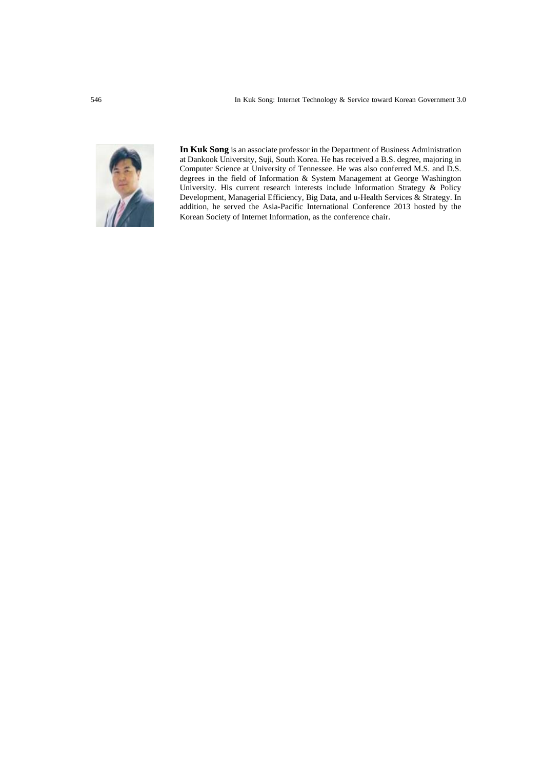**In Kuk Song** is an associate professor in the Department of Business Administration at Dankook University, Suji, South Korea. He has received a B.S. degree, majoring in Computer Science at University of Tennessee. He was also conferred M.S. and D.S. degrees in the field of Information & System Management at George Washington University. His current research interests include Information Strategy & Policy Development, Managerial Efficiency, Big Data, and u-Health Services & Strategy. In addition, he served the Asia-Pacific International Conference 2013 hosted by the Korean Society of Internet Information, as the conference chair.